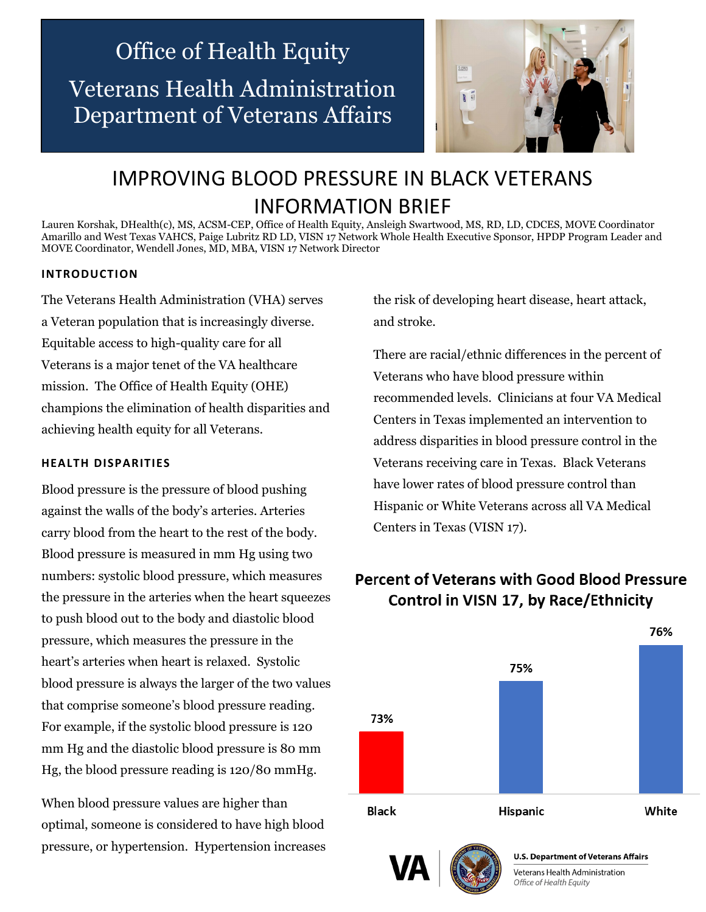Office of Health Equity

Veterans Health Administration
Department of Veterans Affairs

# IMPROVING BLOOD PRESSURE IN BLACK VETERANS INFORMATION BRIEF

Lauren Korshak, DHealth(c), MS, ACSM-CEP, Office of Health Equity, Ansleigh Swartwood, MS, RD, LD, CDCES, MOVE Coordinator Amarillo and West Texas VAHCS, Paige Lubritz RD LD, VISN 17 Network Whole Health Executive Sponsor, HPDP Program Leader and MOVE Coordinator, Wendell Jones, MD, MBA, VISN 17 Network Director

## INTRODUCTION

The Veterans Health Administration (VHA) serves a Veteran population that is increasingly diverse. Equitable access to high-quality care for all Veterans is a major tenet of the VA healthcare mission. The Office of Health Equity (OHE) champions the elimination of health disparities and achieving health equity for all Veterans.

## HEALTH DISPARITIES

Blood pressure is the pressure of blood pushing against the walls of the body's arteries. Arteries carry blood from the heart to the rest of the body. Blood pressure is measured in mm Hg using two numbers: systolic blood pressure, which measures the pressure in the arteries when the heart squeezes to push blood out to the body and diastolic blood pressure, which measures the pressure in the heart's arteries when heart is relaxed. Systolic blood pressure is always the larger of the two values that comprise someone's blood pressure reading. For example, if the systolic blood pressure is 120 mm Hg and the diastolic blood pressure is 80 mm Hg, the blood pressure reading is 120/80 mmHg.

When blood pressure values are higher than optimal, someone is considered to have high blood pressure, or hypertension. Hypertension increases the risk of developing heart disease, heart attack, and stroke.

There are racial/ethnic differences in the percent of Veterans who have blood pressure within recommended levels. Clinicians at four VA Medical Centers in Texas implemented an intervention to address disparities in blood pressure control in the Veterans receiving care in Texas. Black Veterans have lower rates of blood pressure control than Hispanic or White Veterans across all VA Medical Centers in Texas (VISN 17).

**Percent of Veterans with Good Blood Pressure Control in VISN 17, by Race/Ethnicity**

| Race/Ethnicity | Percent |
|---|---|
| Black | 73% |
| Hispanic | 75% |
| White | 76% |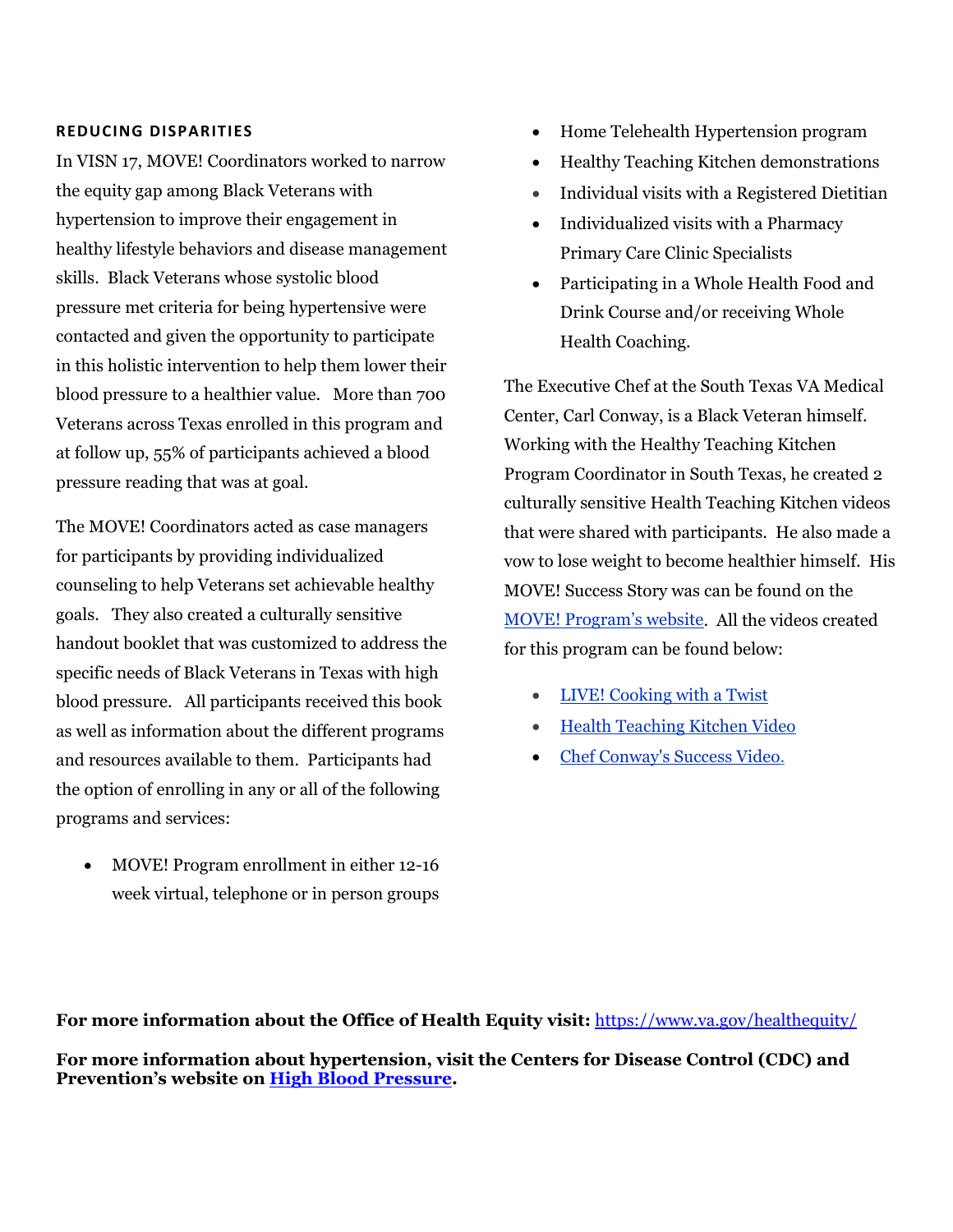#### REDUCING DISPARITIES

In VISN 17, MOVE! Coordinators worked to narrow the equity gap among Black Veterans with hypertension to improve their engagement in healthy lifestyle behaviors and disease management skills. Black Veterans whose systolic blood pressure met criteria for being hypertensive were contacted and given the opportunity to participate in this holistic intervention to help them lower their blood pressure to a healthier value. More than 700 Veterans across Texas enrolled in this program and at follow up, 55% of participants achieved a blood pressure reading that was at goal.

The MOVE! Coordinators acted as case managers for participants by providing individualized counseling to help Veterans set achievable healthy goals. They also created a culturally sensitive handout booklet that was customized to address the specific needs of Black Veterans in Texas with high blood pressure. All participants received this book as well as information about the different programs and resources available to them. Participants had the option of enrolling in any or all of the following programs and services:

- MOVE! Program enrollment in either 12-16 week virtual, telephone or in person groups
- Home Telehealth Hypertension program
- Healthy Teaching Kitchen demonstrations
- Individual visits with a Registered Dietitian
- Individualized visits with a Pharmacy Primary Care Clinic Specialists
- Participating in a Whole Health Food and Drink Course and/or receiving Whole Health Coaching.

The Executive Chef at the South Texas VA Medical Center, Carl Conway, is a Black Veteran himself. Working with the Healthy Teaching Kitchen Program Coordinator in South Texas, he created 2 culturally sensitive Health Teaching Kitchen videos that were shared with participants. He also made a vow to lose weight to become healthier himself. His MOVE! Success Story was can be found on the MOVE! Program's website. All the videos created for this program can be found below:

- LIVE! Cooking with a Twist
- Health Teaching Kitchen Video
- Chef Conway's Success Video.

**For more information about the Office of Health Equity visit:** https://www.va.gov/healthequity/

**For more information about hypertension, visit the Centers for Disease Control (CDC) and Prevention's website on High Blood Pressure.**